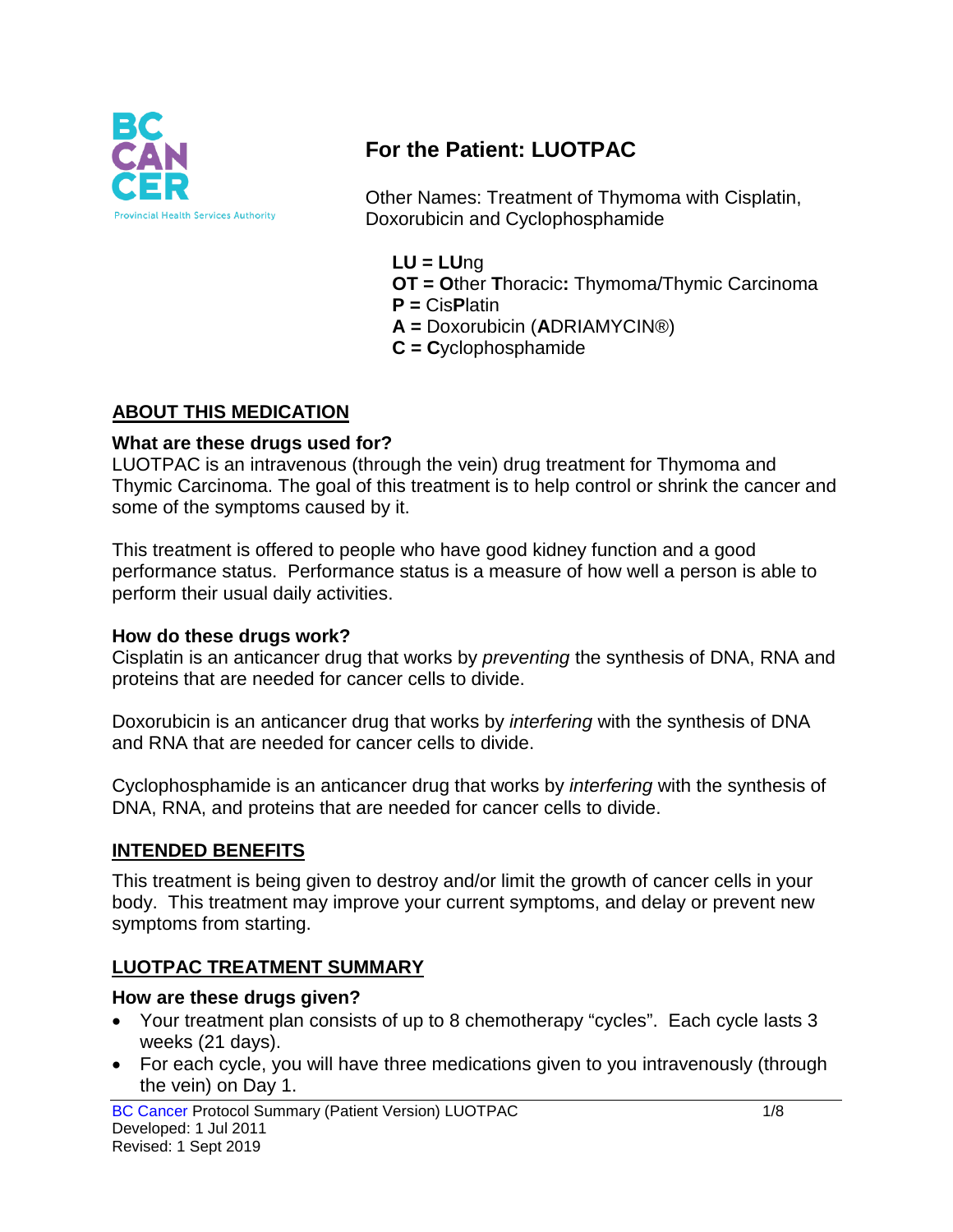# For the Patient: LUOTPAC

Other Names: Treatment of Thymoma with Cisplatin, Doxorubicin and Cyclophosphamide

**LU = LU**ng
**OT = O**ther **T**horacic**:** Thymoma/Thymic Carcinoma
**P =** Cis**P**latin
**A =** Doxorubicin (**A**DRIAMYCIN®)
**C = C**yclophosphamide

## ABOUT THIS MEDICATION

### What are these drugs used for?

LUOTPAC is an intravenous (through the vein) drug treatment for Thymoma and Thymic Carcinoma. The goal of this treatment is to help control or shrink the cancer and some of the symptoms caused by it.

This treatment is offered to people who have good kidney function and a good performance status. Performance status is a measure of how well a person is able to perform their usual daily activities.

### How do these drugs work?

Cisplatin is an anticancer drug that works by *preventing* the synthesis of DNA, RNA and proteins that are needed for cancer cells to divide.

Doxorubicin is an anticancer drug that works by *interfering* with the synthesis of DNA and RNA that are needed for cancer cells to divide.

Cyclophosphamide is an anticancer drug that works by *interfering* with the synthesis of DNA, RNA, and proteins that are needed for cancer cells to divide.

## INTENDED BENEFITS

This treatment is being given to destroy and/or limit the growth of cancer cells in your body. This treatment may improve your current symptoms, and delay or prevent new symptoms from starting.

## LUOTPAC TREATMENT SUMMARY

### How are these drugs given?

- Your treatment plan consists of up to 8 chemotherapy "cycles". Each cycle lasts 3 weeks (21 days).
- For each cycle, you will have three medications given to you intravenously (through the vein) on Day 1.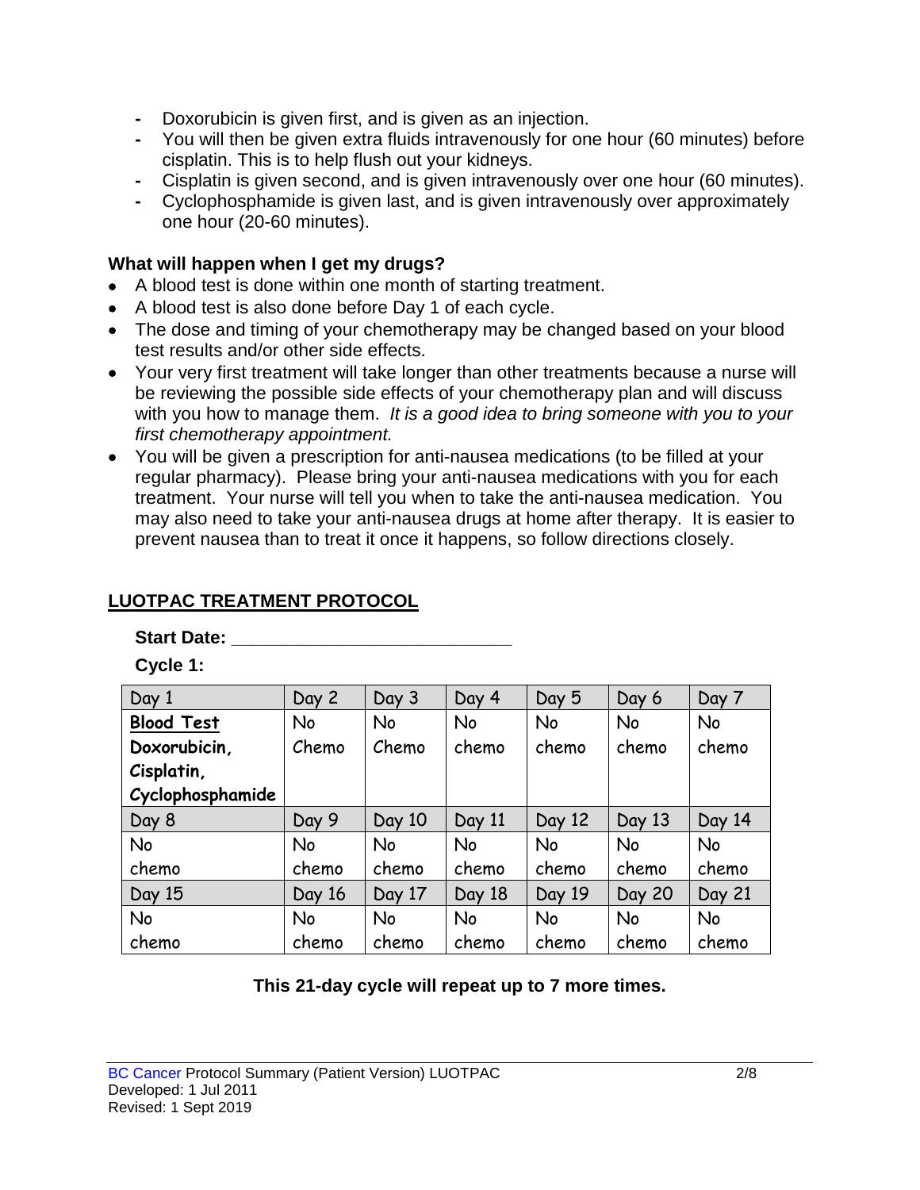- Doxorubicin is given first, and is given as an injection.
- You will then be given extra fluids intravenously for one hour (60 minutes) before cisplatin. This is to help flush out your kidneys.
- Cisplatin is given second, and is given intravenously over one hour (60 minutes).
- Cyclophosphamide is given last, and is given intravenously over approximately one hour (20-60 minutes).

**What will happen when I get my drugs?**

- A blood test is done within one month of starting treatment.
- A blood test is also done before Day 1 of each cycle.
- The dose and timing of your chemotherapy may be changed based on your blood test results and/or other side effects.
- Your very first treatment will take longer than other treatments because a nurse will be reviewing the possible side effects of your chemotherapy plan and will discuss with you how to manage them. *It is a good idea to bring someone with you to your first chemotherapy appointment.*
- You will be given a prescription for anti-nausea medications (to be filled at your regular pharmacy). Please bring your anti-nausea medications with you for each treatment. Your nurse will tell you when to take the anti-nausea medication. You may also need to take your anti-nausea drugs at home after therapy. It is easier to prevent nausea than to treat it once it happens, so follow directions closely.

## LUOTPAC TREATMENT PROTOCOL

**Start Date: \_\_\_\_\_\_\_\_\_\_\_\_\_\_\_\_\_\_\_\_\_\_\_\_\_\_\_\_**

**Cycle 1:**

| Day 1 | Day 2 | Day 3 | Day 4 | Day 5 | Day 6 | Day 7 |
|---|---|---|---|---|---|---|
| **Blood Test** **Doxorubicin, Cisplatin, Cyclophosphamide** | No Chemo | No Chemo | No chemo | No chemo | No chemo | No chemo |
| Day 8 | Day 9 | Day 10 | Day 11 | Day 12 | Day 13 | Day 14 |
| No chemo | No chemo | No chemo | No chemo | No chemo | No chemo | No chemo |
| Day 15 | Day 16 | Day 17 | Day 18 | Day 19 | Day 20 | Day 21 |
| No chemo | No chemo | No chemo | No chemo | No chemo | No chemo | No chemo |

**This 21-day cycle will repeat up to 7 more times.**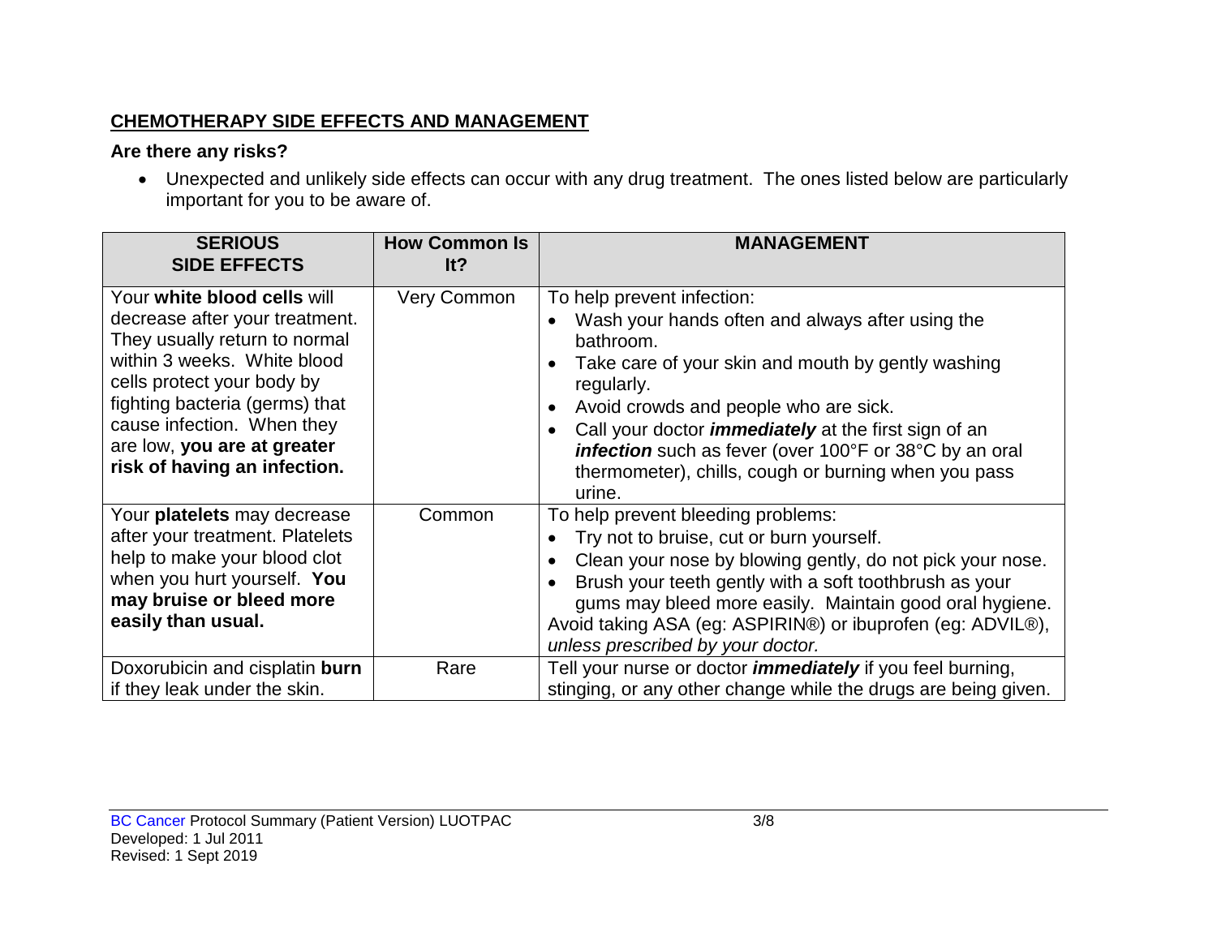## CHEMOTHERAPY SIDE EFFECTS AND MANAGEMENT

**Are there any risks?**

- Unexpected and unlikely side effects can occur with any drug treatment. The ones listed below are particularly important for you to be aware of.

| SERIOUS SIDE EFFECTS | How Common Is It? | MANAGEMENT |
|---|---|---|
| Your **white blood cells** will decrease after your treatment. They usually return to normal within 3 weeks. White blood cells protect your body by fighting bacteria (germs) that cause infection. When they are low, **you are at greater risk of having an infection.** | Very Common | To help prevent infection:<br>• Wash your hands often and always after using the bathroom.<br>• Take care of your skin and mouth by gently washing regularly.<br>• Avoid crowds and people who are sick.<br>• Call your doctor ***immediately*** at the first sign of an ***infection*** such as fever (over 100°F or 38°C by an oral thermometer), chills, cough or burning when you pass urine. |
| Your **platelets** may decrease after your treatment. Platelets help to make your blood clot when you hurt yourself. **You may bruise or bleed more easily than usual.** | Common | To help prevent bleeding problems:<br>• Try not to bruise, cut or burn yourself.<br>• Clean your nose by blowing gently, do not pick your nose.<br>• Brush your teeth gently with a soft toothbrush as your gums may bleed more easily. Maintain good oral hygiene.<br>Avoid taking ASA (eg: ASPIRIN®) or ibuprofen (eg: ADVIL®), *unless prescribed by your doctor.* |
| Doxorubicin and cisplatin **burn** if they leak under the skin. | Rare | Tell your nurse or doctor ***immediately*** if you feel burning, stinging, or any other change while the drugs are being given. |

BC Cancer Protocol Summary (Patient Version) LUOTPAC
Developed: 1 Jul 2011
Revised: 1 Sept 2019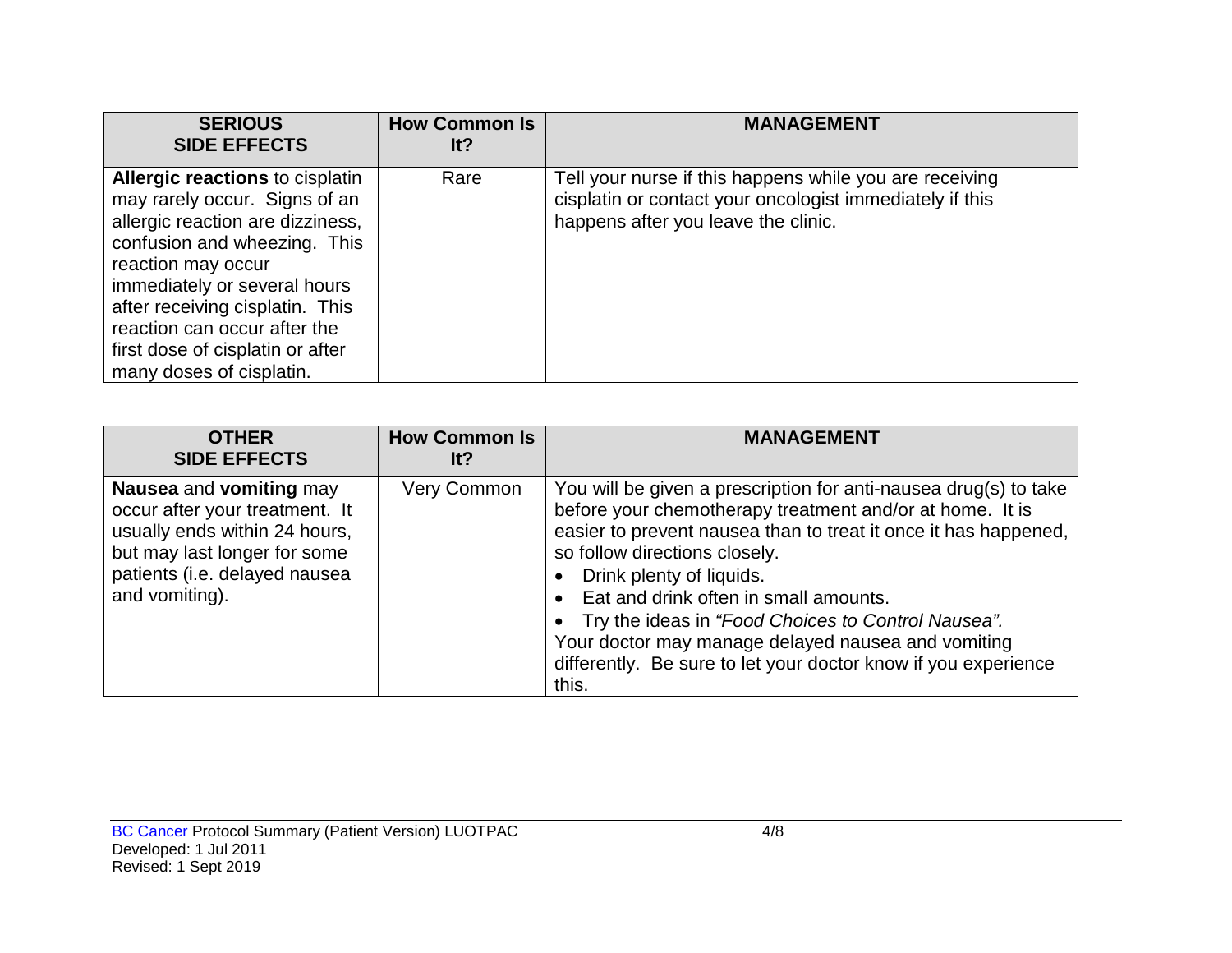| SERIOUS SIDE EFFECTS | How Common Is It? | MANAGEMENT |
|---|---|---|
| **Allergic reactions** to cisplatin may rarely occur. Signs of an allergic reaction are dizziness, confusion and wheezing. This reaction may occur immediately or several hours after receiving cisplatin. This reaction can occur after the first dose of cisplatin or after many doses of cisplatin. | Rare | Tell your nurse if this happens while you are receiving cisplatin or contact your oncologist immediately if this happens after you leave the clinic. |

| OTHER SIDE EFFECTS | How Common Is It? | MANAGEMENT |
|---|---|---|
| **Nausea** and **vomiting** may occur after your treatment. It usually ends within 24 hours, but may last longer for some patients (i.e. delayed nausea and vomiting). | Very Common | You will be given a prescription for anti-nausea drug(s) to take before your chemotherapy treatment and/or at home. It is easier to prevent nausea than to treat it once it has happened, so follow directions closely.<br>• Drink plenty of liquids.<br>• Eat and drink often in small amounts.<br>• Try the ideas in *"Food Choices to Control Nausea".*<br>Your doctor may manage delayed nausea and vomiting differently. Be sure to let your doctor know if you experience this. |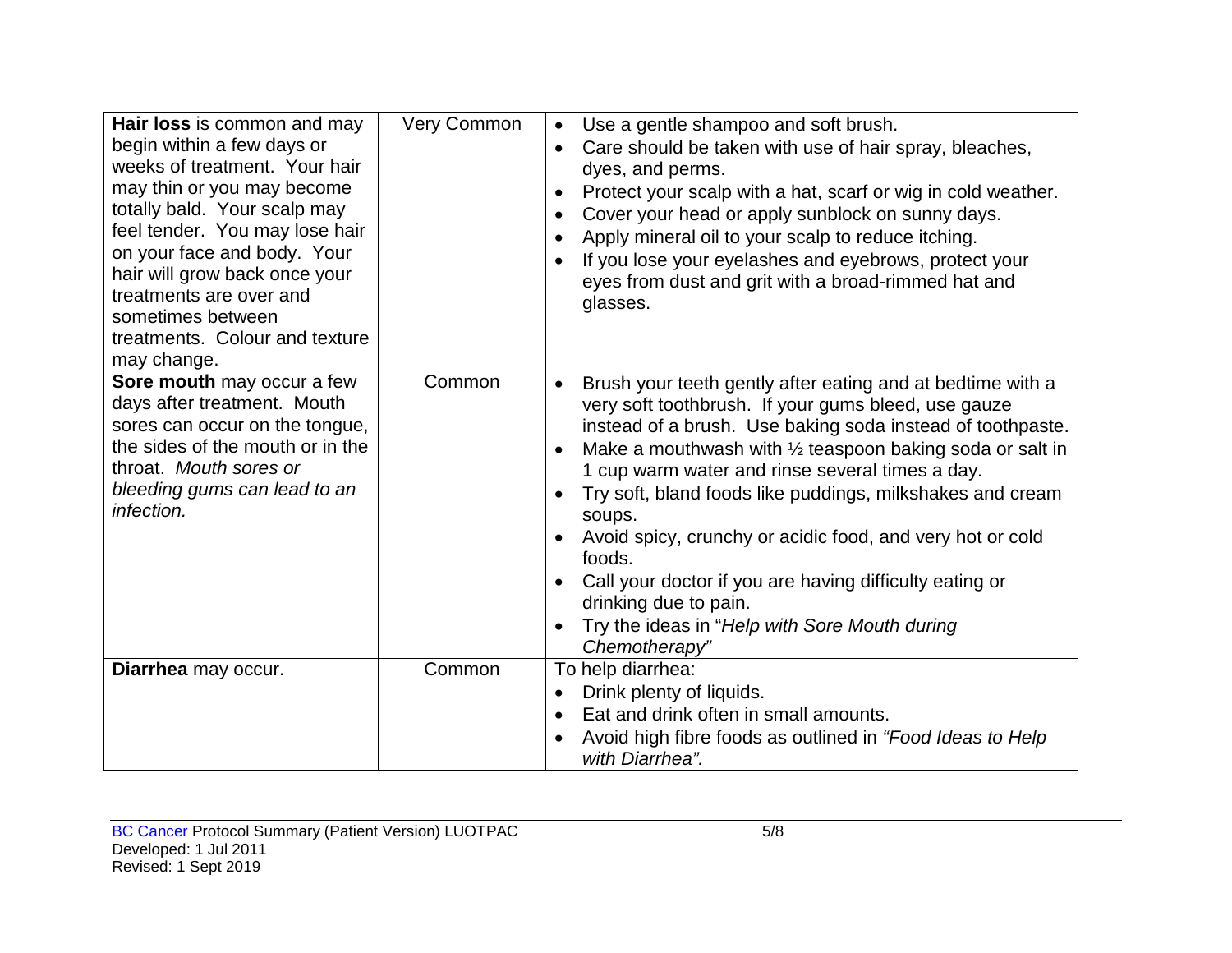| | | |
|---|---|---|
| **Hair loss** is common and may begin within a few days or weeks of treatment. Your hair may thin or you may become totally bald. Your scalp may feel tender. You may lose hair on your face and body. Your hair will grow back once your treatments are over and sometimes between treatments. Colour and texture may change. | Very Common | • Use a gentle shampoo and soft brush.<br>• Care should be taken with use of hair spray, bleaches, dyes, and perms.<br>• Protect your scalp with a hat, scarf or wig in cold weather.<br>• Cover your head or apply sunblock on sunny days.<br>• Apply mineral oil to your scalp to reduce itching.<br>• If you lose your eyelashes and eyebrows, protect your eyes from dust and grit with a broad-rimmed hat and glasses. |
| **Sore mouth** may occur a few days after treatment. Mouth sores can occur on the tongue, the sides of the mouth or in the throat. *Mouth sores or bleeding gums can lead to an infection.* | Common | • Brush your teeth gently after eating and at bedtime with a very soft toothbrush. If your gums bleed, use gauze instead of a brush. Use baking soda instead of toothpaste.<br>• Make a mouthwash with ½ teaspoon baking soda or salt in 1 cup warm water and rinse several times a day.<br>• Try soft, bland foods like puddings, milkshakes and cream soups.<br>• Avoid spicy, crunchy or acidic food, and very hot or cold foods.<br>• Call your doctor if you are having difficulty eating or drinking due to pain.<br>• Try the ideas in "*Help with Sore Mouth during Chemotherapy"* |
| **Diarrhea** may occur. | Common | To help diarrhea:<br>• Drink plenty of liquids.<br>• Eat and drink often in small amounts.<br>• Avoid high fibre foods as outlined in *"Food Ideas to Help with Diarrhea".* |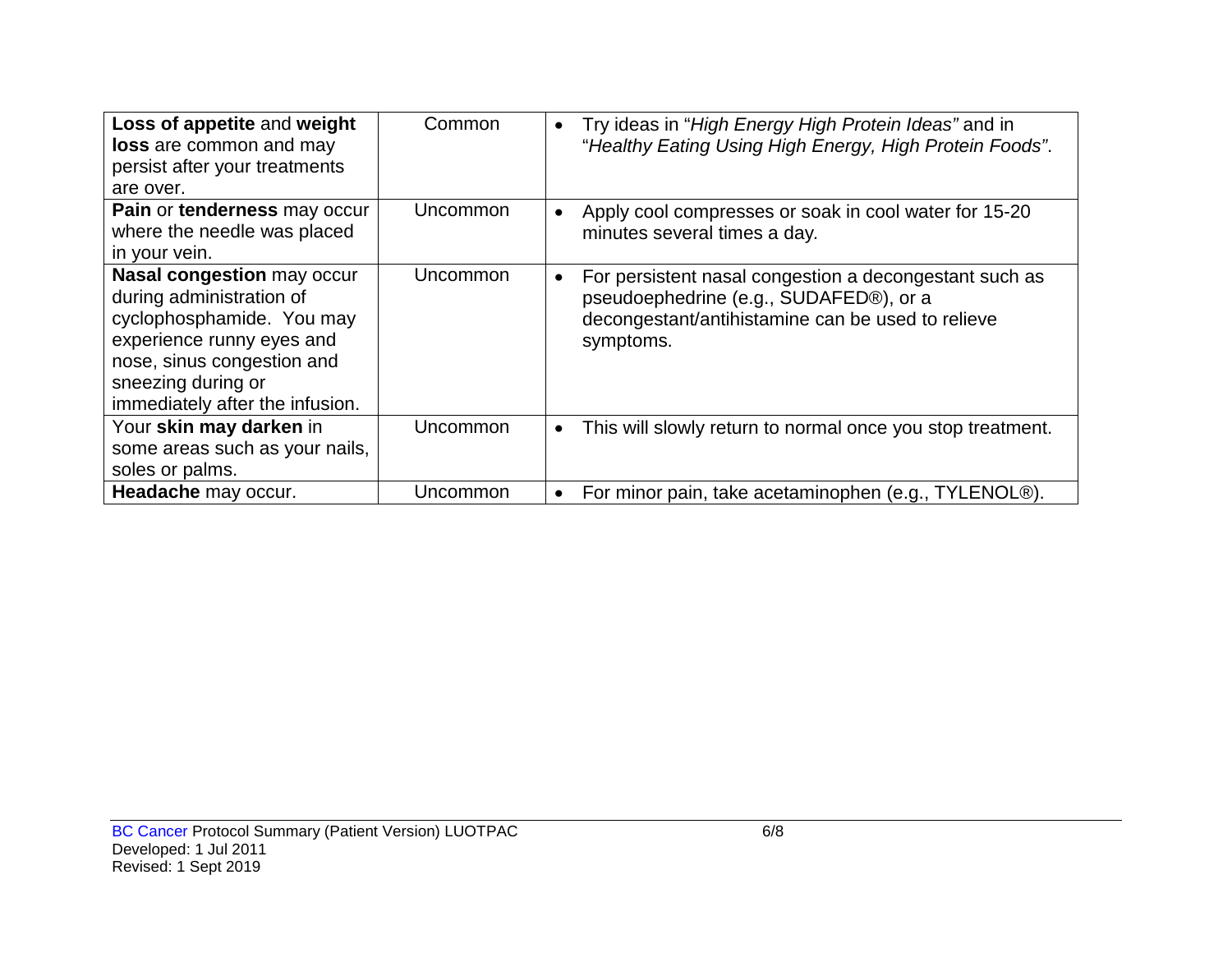| **Loss of appetite** and **weight loss** are common and may persist after your treatments are over. | Common | • Try ideas in "*High Energy High Protein Ideas"* and in "*Healthy Eating Using High Energy, High Protein Foods"*. |
| --- | --- | --- |
| **Pain** or **tenderness** may occur where the needle was placed in your vein. | Uncommon | • Apply cool compresses or soak in cool water for 15-20 minutes several times a day. |
| **Nasal congestion** may occur during administration of cyclophosphamide. You may experience runny eyes and nose, sinus congestion and sneezing during or immediately after the infusion. | Uncommon | • For persistent nasal congestion a decongestant such as pseudoephedrine (e.g., SUDAFED®), or a decongestant/antihistamine can be used to relieve symptoms. |
| Your **skin may darken** in some areas such as your nails, soles or palms. | Uncommon | • This will slowly return to normal once you stop treatment. |
| **Headache** may occur. | Uncommon | • For minor pain, take acetaminophen (e.g., TYLENOL®). |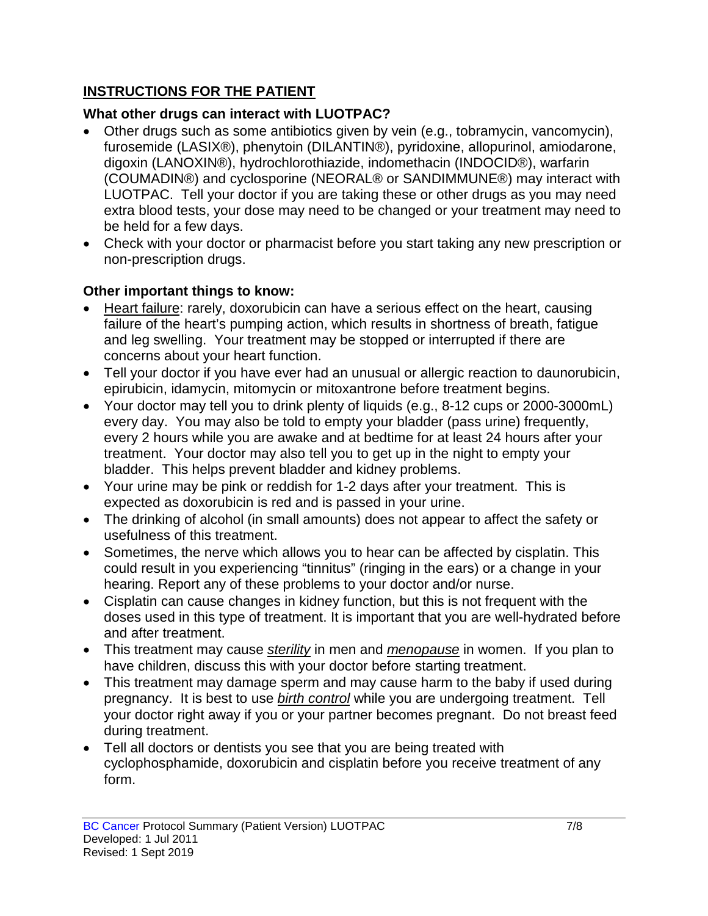## INSTRUCTIONS FOR THE PATIENT

### What other drugs can interact with LUOTPAC?

- Other drugs such as some antibiotics given by vein (e.g., tobramycin, vancomycin), furosemide (LASIX®), phenytoin (DILANTIN®), pyridoxine, allopurinol, amiodarone, digoxin (LANOXIN®), hydrochlorothiazide, indomethacin (INDOCID®), warfarin (COUMADIN®) and cyclosporine (NEORAL® or SANDIMMUNE®) may interact with LUOTPAC. Tell your doctor if you are taking these or other drugs as you may need extra blood tests, your dose may need to be changed or your treatment may need to be held for a few days.
- Check with your doctor or pharmacist before you start taking any new prescription or non-prescription drugs.

### Other important things to know:

- Heart failure: rarely, doxorubicin can have a serious effect on the heart, causing failure of the heart's pumping action, which results in shortness of breath, fatigue and leg swelling. Your treatment may be stopped or interrupted if there are concerns about your heart function.
- Tell your doctor if you have ever had an unusual or allergic reaction to daunorubicin, epirubicin, idamycin, mitomycin or mitoxantrone before treatment begins.
- Your doctor may tell you to drink plenty of liquids (e.g., 8-12 cups or 2000-3000mL) every day. You may also be told to empty your bladder (pass urine) frequently, every 2 hours while you are awake and at bedtime for at least 24 hours after your treatment. Your doctor may also tell you to get up in the night to empty your bladder. This helps prevent bladder and kidney problems.
- Your urine may be pink or reddish for 1-2 days after your treatment. This is expected as doxorubicin is red and is passed in your urine.
- The drinking of alcohol (in small amounts) does not appear to affect the safety or usefulness of this treatment.
- Sometimes, the nerve which allows you to hear can be affected by cisplatin. This could result in you experiencing "tinnitus" (ringing in the ears) or a change in your hearing. Report any of these problems to your doctor and/or nurse.
- Cisplatin can cause changes in kidney function, but this is not frequent with the doses used in this type of treatment. It is important that you are well-hydrated before and after treatment.
- This treatment may cause *sterility* in men and *menopause* in women. If you plan to have children, discuss this with your doctor before starting treatment.
- This treatment may damage sperm and may cause harm to the baby if used during pregnancy. It is best to use *birth control* while you are undergoing treatment. Tell your doctor right away if you or your partner becomes pregnant. Do not breast feed during treatment.
- Tell all doctors or dentists you see that you are being treated with cyclophosphamide, doxorubicin and cisplatin before you receive treatment of any form.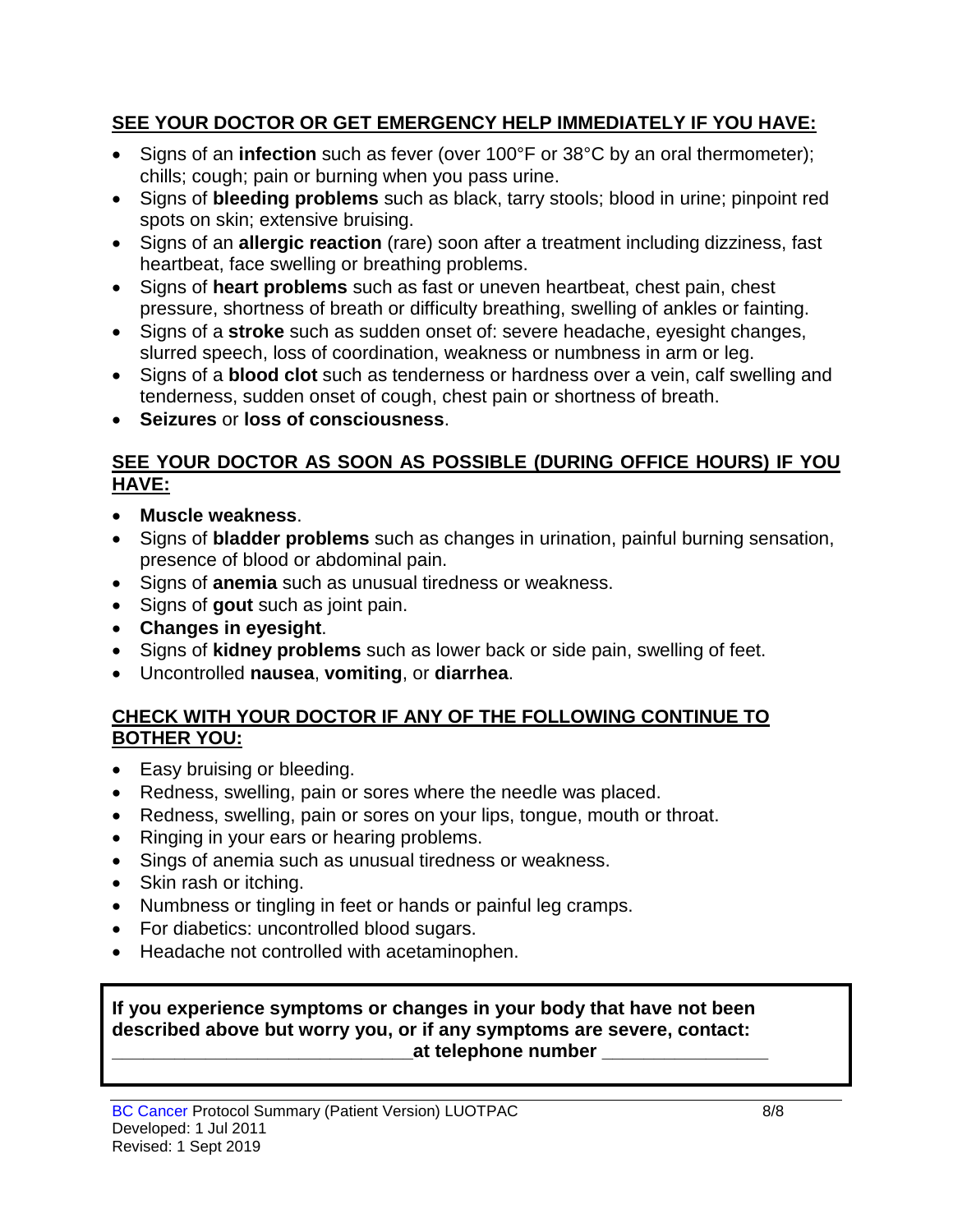**SEE YOUR DOCTOR OR GET EMERGENCY HELP IMMEDIATELY IF YOU HAVE:**

- Signs of an **infection** such as fever (over 100°F or 38°C by an oral thermometer); chills; cough; pain or burning when you pass urine.
- Signs of **bleeding problems** such as black, tarry stools; blood in urine; pinpoint red spots on skin; extensive bruising.
- Signs of an **allergic reaction** (rare) soon after a treatment including dizziness, fast heartbeat, face swelling or breathing problems.
- Signs of **heart problems** such as fast or uneven heartbeat, chest pain, chest pressure, shortness of breath or difficulty breathing, swelling of ankles or fainting.
- Signs of a **stroke** such as sudden onset of: severe headache, eyesight changes, slurred speech, loss of coordination, weakness or numbness in arm or leg.
- Signs of a **blood clot** such as tenderness or hardness over a vein, calf swelling and tenderness, sudden onset of cough, chest pain or shortness of breath.
- **Seizures** or **loss of consciousness**.

**SEE YOUR DOCTOR AS SOON AS POSSIBLE (DURING OFFICE HOURS) IF YOU HAVE:**

- **Muscle weakness**.
- Signs of **bladder problems** such as changes in urination, painful burning sensation, presence of blood or abdominal pain.
- Signs of **anemia** such as unusual tiredness or weakness.
- Signs of **gout** such as joint pain.
- **Changes in eyesight**.
- Signs of **kidney problems** such as lower back or side pain, swelling of feet.
- Uncontrolled **nausea**, **vomiting**, or **diarrhea**.

**CHECK WITH YOUR DOCTOR IF ANY OF THE FOLLOWING CONTINUE TO BOTHER YOU:**

- Easy bruising or bleeding.
- Redness, swelling, pain or sores where the needle was placed.
- Redness, swelling, pain or sores on your lips, tongue, mouth or throat.
- Ringing in your ears or hearing problems.
- Sings of anemia such as unusual tiredness or weakness.
- Skin rash or itching.
- Numbness or tingling in feet or hands or painful leg cramps.
- For diabetics: uncontrolled blood sugars.
- Headache not controlled with acetaminophen.

**If you experience symptoms or changes in your body that have not been described above but worry you, or if any symptoms are severe, contact: ______________________________at telephone number ________________**

BC Cancer Protocol Summary (Patient Version) LUOTPAC
Developed: 1 Jul 2011
Revised: 1 Sept 2019